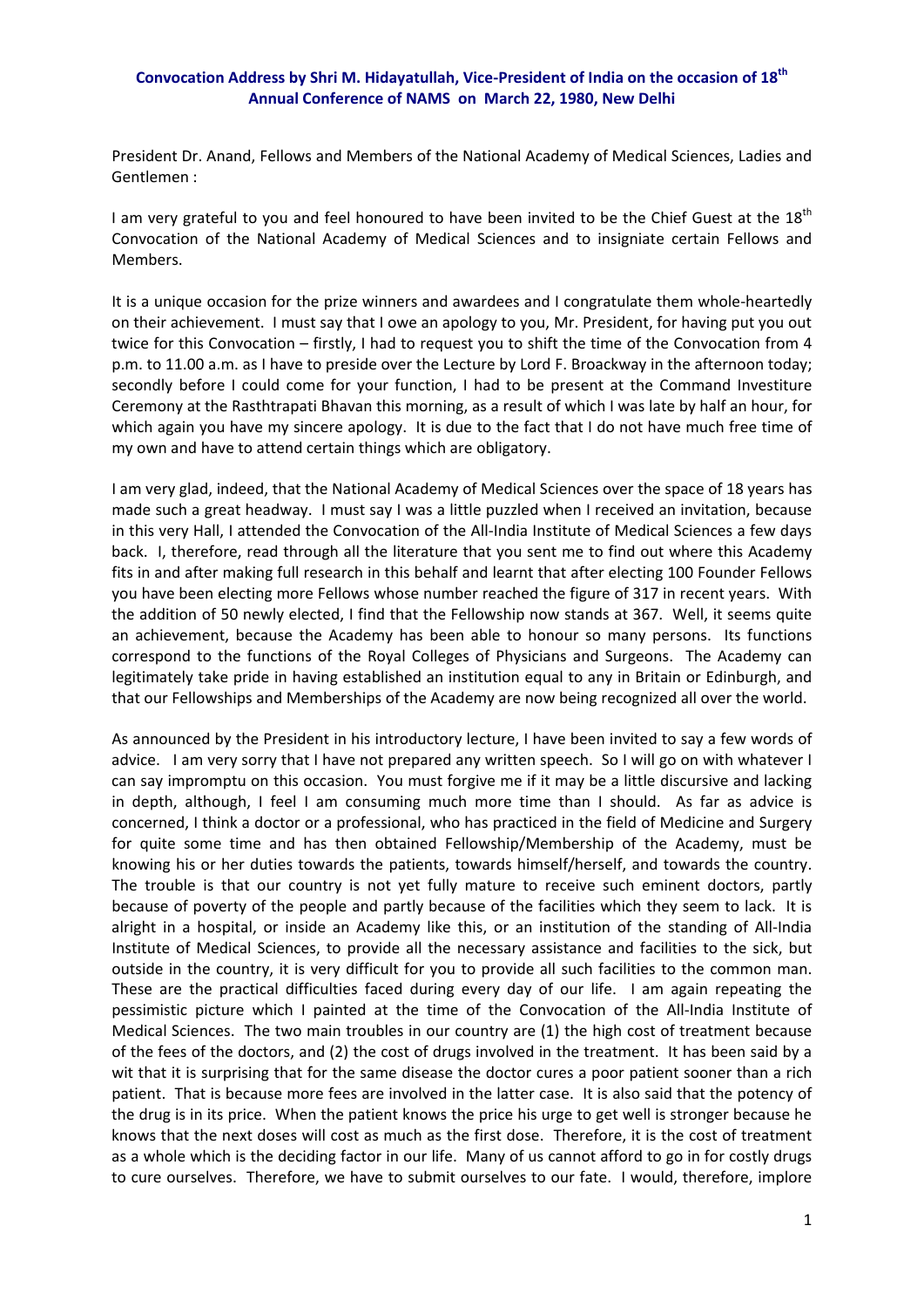**Convocation Address by Shri M. Hidayatullah, Vice-President of India on the occasion of 18th Annual Conference of NAMS on March 22, 1980, New Delhi**

President Dr. Anand, Fellows and Members of the National Academy of Medical Sciences, Ladies and Gentlemen :

I am very grateful to you and feel honoured to have been invited to be the Chief Guest at the 18th Convocation of the National Academy of Medical Sciences and to insigniate certain Fellows and Members.

It is a unique occasion for the prize winners and awardees and I congratulate them whole-heartedly on their achievement. I must say that I owe an apology to you, Mr. President, for having put you out twice for this Convocation – firstly, I had to request you to shift the time of the Convocation from 4 p.m. to 11.00 a.m. as I have to preside over the Lecture by Lord F. Broackway in the afternoon today; secondly before I could come for your function, I had to be present at the Command Investiture Ceremony at the Rasthtrapati Bhavan this morning, as a result of which I was late by half an hour, for which again you have my sincere apology. It is due to the fact that I do not have much free time of my own and have to attend certain things which are obligatory.

I am very glad, indeed, that the National Academy of Medical Sciences over the space of 18 years has made such a great headway. I must say I was a little puzzled when I received an invitation, because in this very Hall, I attended the Convocation of the All-India Institute of Medical Sciences a few days back. I, therefore, read through all the literature that you sent me to find out where this Academy fits in and after making full research in this behalf and learnt that after electing 100 Founder Fellows you have been electing more Fellows whose number reached the figure of 317 in recent years. With the addition of 50 newly elected, I find that the Fellowship now stands at 367. Well, it seems quite an achievement, because the Academy has been able to honour so many persons. Its functions correspond to the functions of the Royal Colleges of Physicians and Surgeons. The Academy can legitimately take pride in having established an institution equal to any in Britain or Edinburgh, and that our Fellowships and Memberships of the Academy are now being recognized all over the world.

As announced by the President in his introductory lecture, I have been invited to say a few words of advice. I am very sorry that I have not prepared any written speech. So I will go on with whatever I can say impromptu on this occasion. You must forgive me if it may be a little discursive and lacking in depth, although, I feel I am consuming much more time than I should. As far as advice is concerned, I think a doctor or a professional, who has practiced in the field of Medicine and Surgery for quite some time and has then obtained Fellowship/Membership of the Academy, must be knowing his or her duties towards the patients, towards himself/herself, and towards the country. The trouble is that our country is not yet fully mature to receive such eminent doctors, partly because of poverty of the people and partly because of the facilities which they seem to lack. It is alright in a hospital, or inside an Academy like this, or an institution of the standing of All-India Institute of Medical Sciences, to provide all the necessary assistance and facilities to the sick, but outside in the country, it is very difficult for you to provide all such facilities to the common man. These are the practical difficulties faced during every day of our life. I am again repeating the pessimistic picture which I painted at the time of the Convocation of the All-India Institute of Medical Sciences. The two main troubles in our country are (1) the high cost of treatment because of the fees of the doctors, and (2) the cost of drugs involved in the treatment. It has been said by a wit that it is surprising that for the same disease the doctor cures a poor patient sooner than a rich patient. That is because more fees are involved in the latter case. It is also said that the potency of the drug is in its price. When the patient knows the price his urge to get well is stronger because he knows that the next doses will cost as much as the first dose. Therefore, it is the cost of treatment as a whole which is the deciding factor in our life. Many of us cannot afford to go in for costly drugs to cure ourselves. Therefore, we have to submit ourselves to our fate. I would, therefore, implore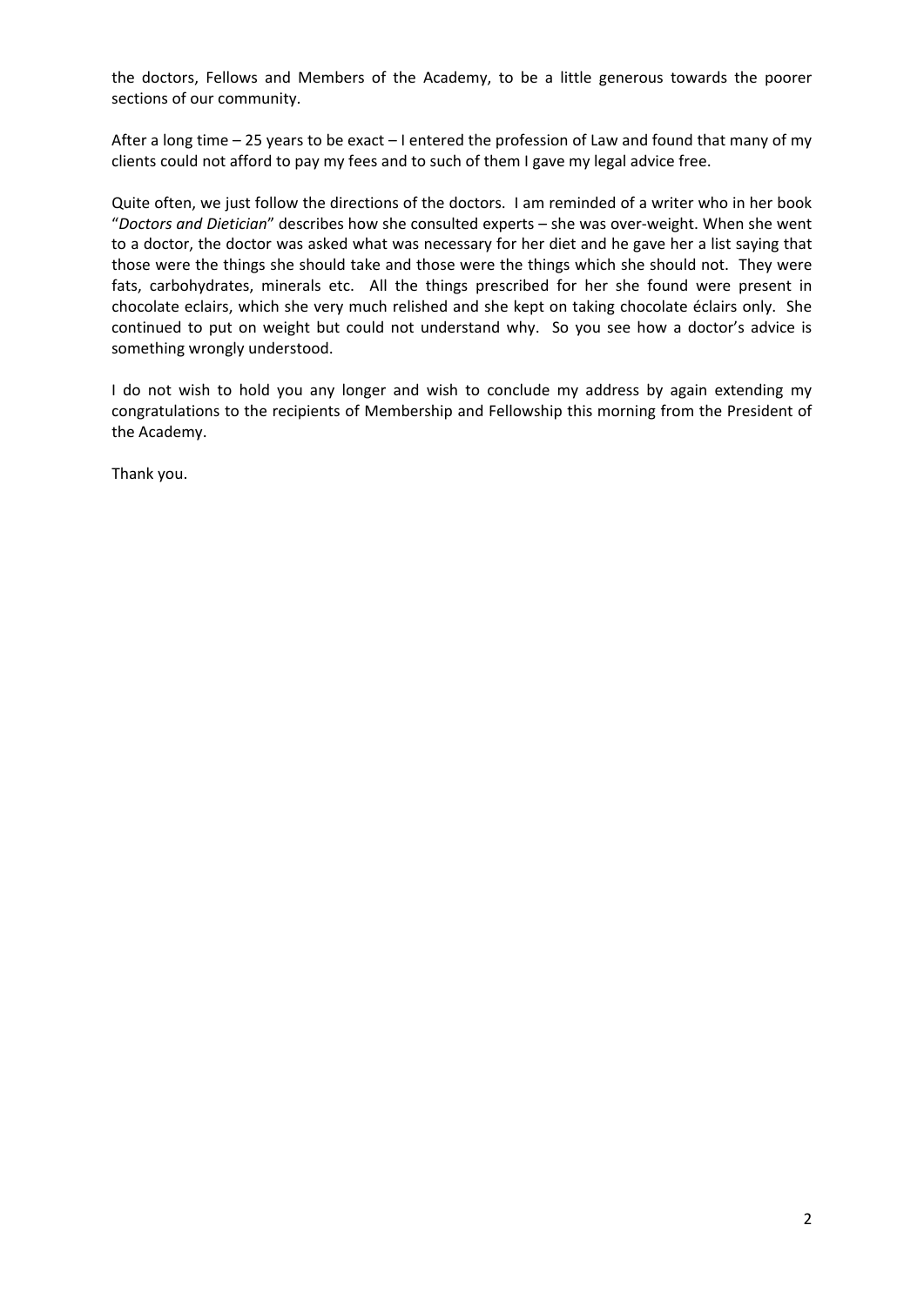the doctors, Fellows and Members of the Academy, to be a little generous towards the poorer sections of our community.

After a long time – 25 years to be exact – I entered the profession of Law and found that many of my clients could not afford to pay my fees and to such of them I gave my legal advice free.

Quite often, we just follow the directions of the doctors. I am reminded of a writer who in her book "*Doctors and Dietician*" describes how she consulted experts – she was over-weight. When she went to a doctor, the doctor was asked what was necessary for her diet and he gave her a list saying that those were the things she should take and those were the things which she should not. They were fats, carbohydrates, minerals etc. All the things prescribed for her she found were present in chocolate eclairs, which she very much relished and she kept on taking chocolate éclairs only. She continued to put on weight but could not understand why. So you see how a doctor's advice is something wrongly understood.

I do not wish to hold you any longer and wish to conclude my address by again extending my congratulations to the recipients of Membership and Fellowship this morning from the President of the Academy.

Thank you.